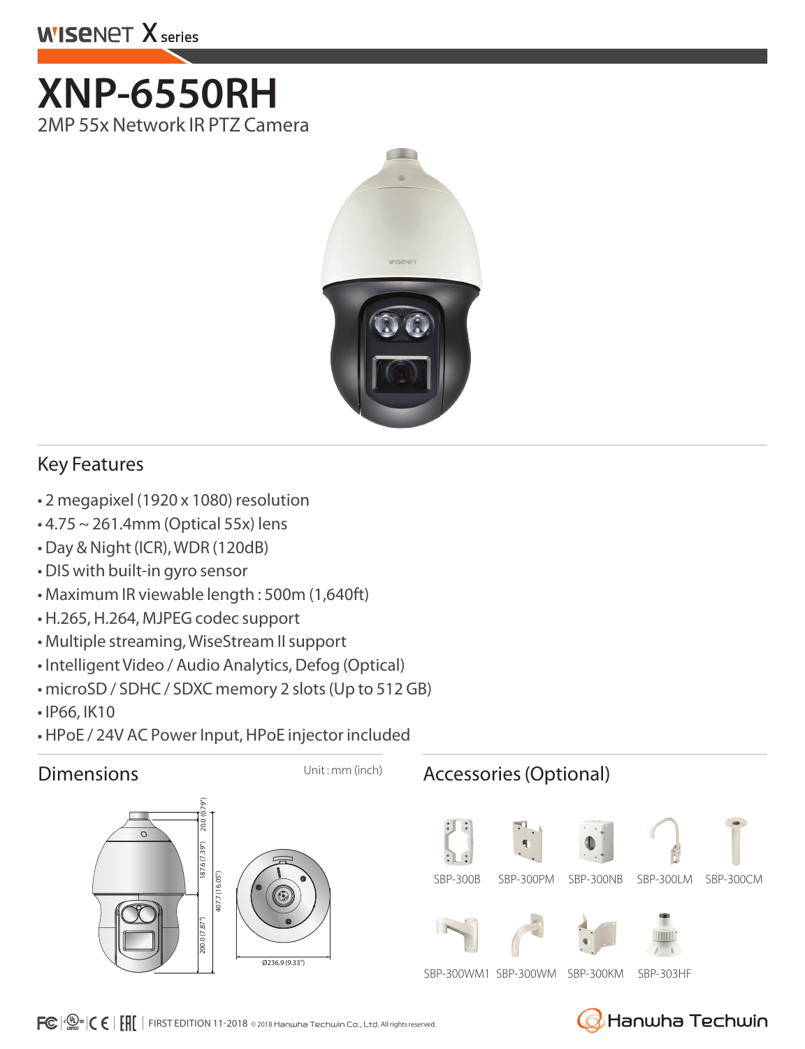WISENET X series

# XNP-6550RH

2MP 55x Network IR PTZ Camera

## Key Features

- 2 megapixel (1920 x 1080) resolution
- 4.75 ~ 261.4mm (Optical 55x) lens
- Day & Night (ICR), WDR (120dB)
- DIS with built-in gyro sensor
- Maximum IR viewable length : 500m (1,640ft)
- H.265, H.264, MJPEG codec support
- Multiple streaming, WiseStream II support
- Intelligent Video / Audio Analytics, Defog (Optical)
- microSD / SDHC / SDXC memory 2 slots (Up to 512 GB)
- IP66, IK10
- HPoE / 24V AC Power Input, HPoE injector included

## Dimensions

Unit : mm (inch)

20.0 (0.79")
187.6 (7.39")
407.7 (16.05")
200.0 (7.87")
Ø236.9 (9.33")

## Accessories (Optional)

SBP-300B, SBP-300PM, SBP-300NB, SBP-300LM, SBP-300CM

SBP-300WM1, SBP-300WM, SBP-300KM, SBP-303HF

FIRST EDITION 11-2018 © 2018 Hanwha Techwin Co., Ltd. All rights reserved.

Hanwha Techwin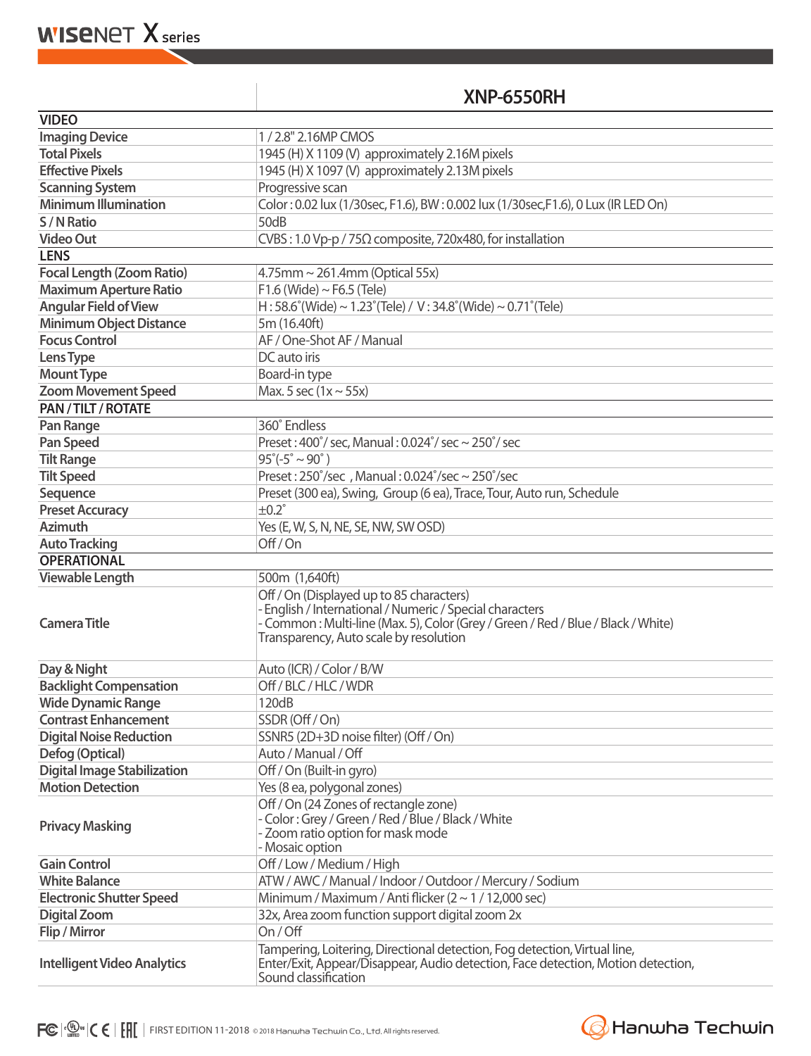| | XNP-6550RH |
|---|---|
| **VIDEO** | |
| **Imaging Device** | 1 / 2.8" 2.16MP CMOS |
| **Total Pixels** | 1945 (H) X 1109 (V) approximately 2.16M pixels |
| **Effective Pixels** | 1945 (H) X 1097 (V) approximately 2.13M pixels |
| **Scanning System** | Progressive scan |
| **Minimum Illumination** | Color : 0.02 lux (1/30sec, F1.6), BW : 0.002 lux (1/30sec,F1.6), 0 Lux (IR LED On) |
| **S / N Ratio** | 50dB |
| **Video Out** | CVBS : 1.0 Vp-p / 75Ω composite, 720x480, for installation |
| **LENS** | |
| **Focal Length (Zoom Ratio)** | 4.75mm ~ 261.4mm (Optical 55x) |
| **Maximum Aperture Ratio** | F1.6 (Wide) ~ F6.5 (Tele) |
| **Angular Field of View** | H : 58.6˚(Wide) ~ 1.23˚(Tele) / V : 34.8˚(Wide) ~ 0.71˚(Tele) |
| **Minimum Object Distance** | 5m (16.40ft) |
| **Focus Control** | AF / One-Shot AF / Manual |
| **Lens Type** | DC auto iris |
| **Mount Type** | Board-in type |
| **Zoom Movement Speed** | Max. 5 sec (1x ~ 55x) |
| **PAN / TILT / ROTATE** | |
| **Pan Range** | 360˚ Endless |
| **Pan Speed** | Preset : 400˚/ sec, Manual : 0.024˚/ sec ~ 250˚/ sec |
| **Tilt Range** | 95˚(-5˚ ~ 90˚ ) |
| **Tilt Speed** | Preset : 250˚/sec , Manual : 0.024˚/sec ~ 250˚/sec |
| **Sequence** | Preset (300 ea), Swing, Group (6 ea), Trace, Tour, Auto run, Schedule |
| **Preset Accuracy** | ±0.2˚ |
| **Azimuth** | Yes (E, W, S, N, NE, SE, NW, SW OSD) |
| **Auto Tracking** | Off / On |
| **OPERATIONAL** | |
| **Viewable Length** | 500m (1,640ft) |
| **Camera Title** | Off / On (Displayed up to 85 characters)<br>- English / International / Numeric / Special characters<br>- Common : Multi-line (Max. 5), Color (Grey / Green / Red / Blue / Black / White)<br>Transparency, Auto scale by resolution |
| **Day & Night** | Auto (ICR) / Color / B/W |
| **Backlight Compensation** | Off / BLC / HLC / WDR |
| **Wide Dynamic Range** | 120dB |
| **Contrast Enhancement** | SSDR (Off / On) |
| **Digital Noise Reduction** | SSNR5 (2D+3D noise filter) (Off / On) |
| **Defog (Optical)** | Auto / Manual / Off |
| **Digital Image Stabilization** | Off / On (Built-in gyro) |
| **Motion Detection** | Yes (8 ea, polygonal zones) |
| **Privacy Masking** | Off / On (24 Zones of rectangle zone)<br>- Color : Grey / Green / Red / Blue / Black / White<br>- Zoom ratio option for mask mode<br>- Mosaic option |
| **Gain Control** | Off / Low / Medium / High |
| **White Balance** | ATW / AWC / Manual / Indoor / Outdoor / Mercury / Sodium |
| **Electronic Shutter Speed** | Minimum / Maximum / Anti flicker (2 ~ 1 / 12,000 sec) |
| **Digital Zoom** | 32x, Area zoom function support digital zoom 2x |
| **Flip / Mirror** | On / Off |
| **Intelligent Video Analytics** | Tampering, Loitering, Directional detection, Fog detection, Virtual line, Enter/Exit, Appear/Disappear, Audio detection, Face detection, Motion detection, Sound classification |

FIRST EDITION 11-2018 © 2018 Hanwha Techwin Co., Ltd. All rights reserved.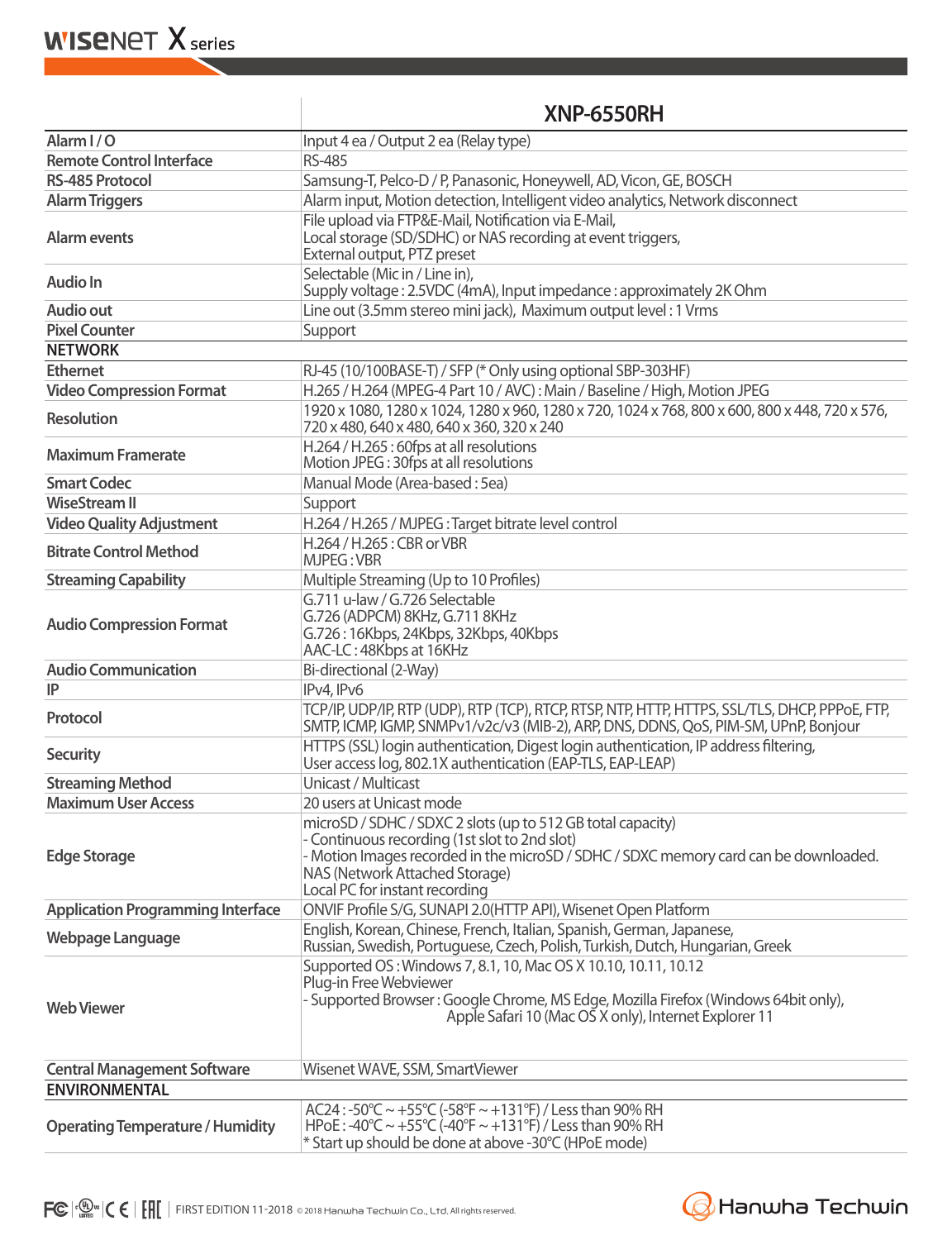| | XNP-6550RH |
|---|---|
| Alarm I / O | Input 4 ea / Output 2 ea (Relay type) |
| Remote Control Interface | RS-485 |
| RS-485 Protocol | Samsung-T, Pelco-D / P, Panasonic, Honeywell, AD, Vicon, GE, BOSCH |
| Alarm Triggers | Alarm input, Motion detection, Intelligent video analytics, Network disconnect |
| Alarm events | File upload via FTP&E-Mail, Notification via E-Mail,<br>Local storage (SD/SDHC) or NAS recording at event triggers,<br>External output, PTZ preset |
| Audio In | Selectable (Mic in / Line in),<br>Supply voltage : 2.5VDC (4mA), Input impedance : approximately 2K Ohm |
| Audio out | Line out (3.5mm stereo mini jack), Maximum output level : 1 Vrms |
| Pixel Counter | Support |
| **NETWORK** | |
| Ethernet | RJ-45 (10/100BASE-T) / SFP (* Only using optional SBP-303HF) |
| Video Compression Format | H.265 / H.264 (MPEG-4 Part 10 / AVC) : Main / Baseline / High, Motion JPEG |
| Resolution | 1920 x 1080, 1280 x 1024, 1280 x 960, 1280 x 720, 1024 x 768, 800 x 600, 800 x 448, 720 x 576, 720 x 480, 640 x 480, 640 x 360, 320 x 240 |
| Maximum Framerate | H.264 / H.265 : 60fps at all resolutions<br>Motion JPEG : 30fps at all resolutions |
| Smart Codec | Manual Mode (Area-based : 5ea) |
| WiseStream II | Support |
| Video Quality Adjustment | H.264 / H.265 / MJPEG : Target bitrate level control |
| Bitrate Control Method | H.264 / H.265 : CBR or VBR<br>MJPEG : VBR |
| Streaming Capability | Multiple Streaming (Up to 10 Profiles) |
| Audio Compression Format | G.711 u-law / G.726 Selectable<br>G.726 (ADPCM) 8KHz, G.711 8KHz<br>G.726 : 16Kbps, 24Kbps, 32Kbps, 40Kbps<br>AAC-LC : 48Kbps at 16KHz |
| Audio Communication | Bi-directional (2-Way) |
| IP | IPv4, IPv6 |
| Protocol | TCP/IP, UDP/IP, RTP (UDP), RTP (TCP), RTCP, RTSP, NTP, HTTP, HTTPS, SSL/TLS, DHCP, PPPoE, FTP, SMTP, ICMP, IGMP, SNMPv1/v2c/v3 (MIB-2), ARP, DNS, DDNS, QoS, PIM-SM, UPnP, Bonjour |
| Security | HTTPS (SSL) login authentication, Digest login authentication, IP address filtering,<br>User access log, 802.1X authentication (EAP-TLS, EAP-LEAP) |
| Streaming Method | Unicast / Multicast |
| Maximum User Access | 20 users at Unicast mode |
| Edge Storage | microSD / SDHC / SDXC 2 slots (up to 512 GB total capacity)<br>- Continuous recording (1st slot to 2nd slot)<br>- Motion Images recorded in the microSD / SDHC / SDXC memory card can be downloaded.<br>NAS (Network Attached Storage)<br>Local PC for instant recording |
| Application Programming Interface | ONVIF Profile S/G, SUNAPI 2.0(HTTP API), Wisenet Open Platform |
| Webpage Language | English, Korean, Chinese, French, Italian, Spanish, German, Japanese,<br>Russian, Swedish, Portuguese, Czech, Polish, Turkish, Dutch, Hungarian, Greek |
| Web Viewer | Supported OS : Windows 7, 8.1, 10, Mac OS X 10.10, 10.11, 10.12<br>Plug-in Free Webviewer<br>- Supported Browser : Google Chrome, MS Edge, Mozilla Firefox (Windows 64bit only),<br>Apple Safari 10 (Mac OS X only), Internet Explorer 11 |
| Central Management Software | Wisenet WAVE, SSM, SmartViewer |
| **ENVIRONMENTAL** | |
| Operating Temperature / Humidity | AC24 : -50°C ~ +55°C (-58°F ~ +131°F) / Less than 90% RH<br>HPoE : -40°C ~ +55°C (-40°F ~ +131°F) / Less than 90% RH<br>* Start up should be done at above -30°C (HPoE mode) |

FIRST EDITION 11-2018 © 2018 Hanwha Techwin Co., Ltd. All rights reserved.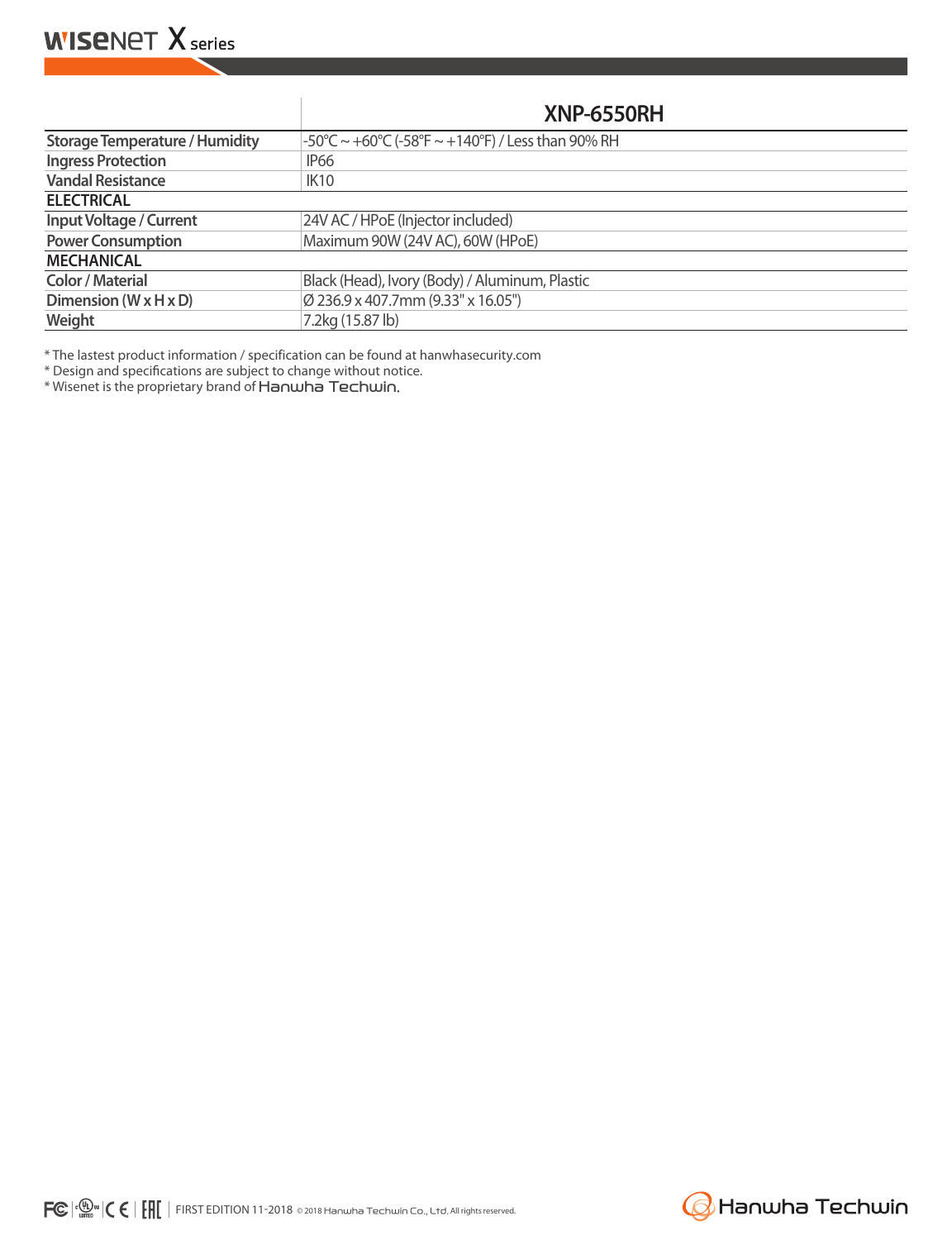| | XNP-6550RH |
|---|---|
| **Storage Temperature / Humidity** | -50°C ~ +60°C (-58°F ~ +140°F) / Less than 90% RH |
| **Ingress Protection** | IP66 |
| **Vandal Resistance** | IK10 |
| **ELECTRICAL** | |
| **Input Voltage / Current** | 24V AC / HPoE (Injector included) |
| **Power Consumption** | Maximum 90W (24V AC), 60W (HPoE) |
| **MECHANICAL** | |
| **Color / Material** | Black (Head), Ivory (Body) / Aluminum, Plastic |
| **Dimension (W x H x D)** | Ø 236.9 x 407.7mm (9.33" x 16.05") |
| **Weight** | 7.2kg (15.87 lb) |

* The lastest product information / specification can be found at hanwhasecurity.com
* Design and specifications are subject to change without notice.
* Wisenet is the proprietary brand of Hanwha Techwin.

FIRST EDITION 11-2018 © 2018 Hanwha Techwin Co., Ltd. All rights reserved.